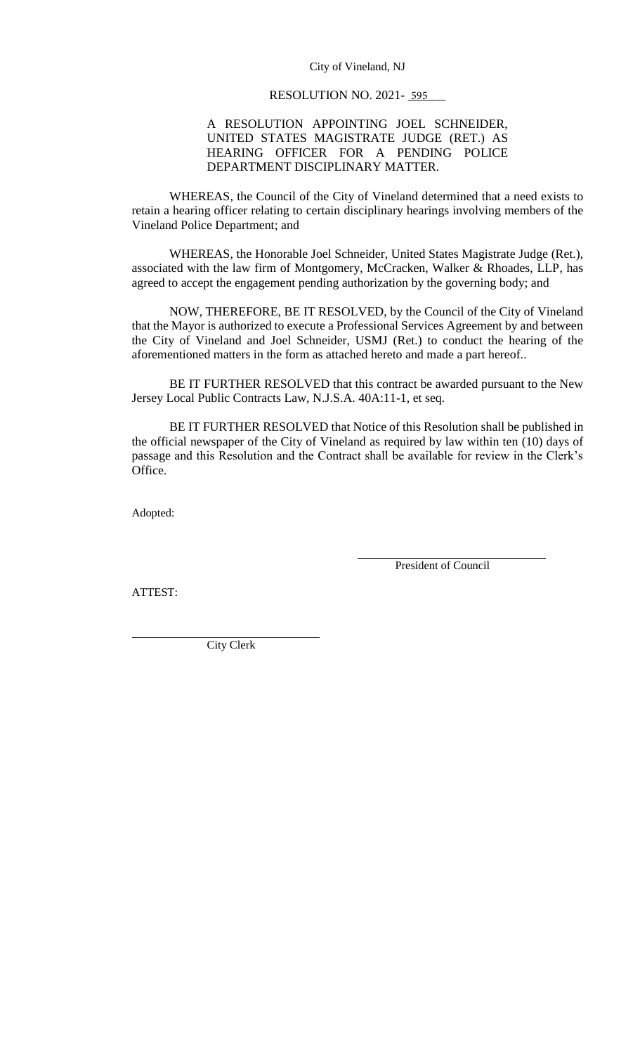City of Vineland, NJ

RESOLUTION NO. 2021- 595

A RESOLUTION APPOINTING JOEL SCHNEIDER, UNITED STATES MAGISTRATE JUDGE (RET.) AS HEARING OFFICER FOR A PENDING POLICE DEPARTMENT DISCIPLINARY MATTER.

WHEREAS, the Council of the City of Vineland determined that a need exists to retain a hearing officer relating to certain disciplinary hearings involving members of the Vineland Police Department; and

WHEREAS, the Honorable Joel Schneider, United States Magistrate Judge (Ret.), associated with the law firm of Montgomery, McCracken, Walker & Rhoades, LLP, has agreed to accept the engagement pending authorization by the governing body; and

NOW, THEREFORE, BE IT RESOLVED, by the Council of the City of Vineland that the Mayor is authorized to execute a Professional Services Agreement by and between the City of Vineland and Joel Schneider, USMJ (Ret.) to conduct the hearing of the aforementioned matters in the form as attached hereto and made a part hereof..

BE IT FURTHER RESOLVED that this contract be awarded pursuant to the New Jersey Local Public Contracts Law, N.J.S.A. 40A:11-1, et seq.

BE IT FURTHER RESOLVED that Notice of this Resolution shall be published in the official newspaper of the City of Vineland as required by law within ten (10) days of passage and this Resolution and the Contract shall be available for review in the Clerk's Office.

Adopted:

President of Council

ATTEST:

City Clerk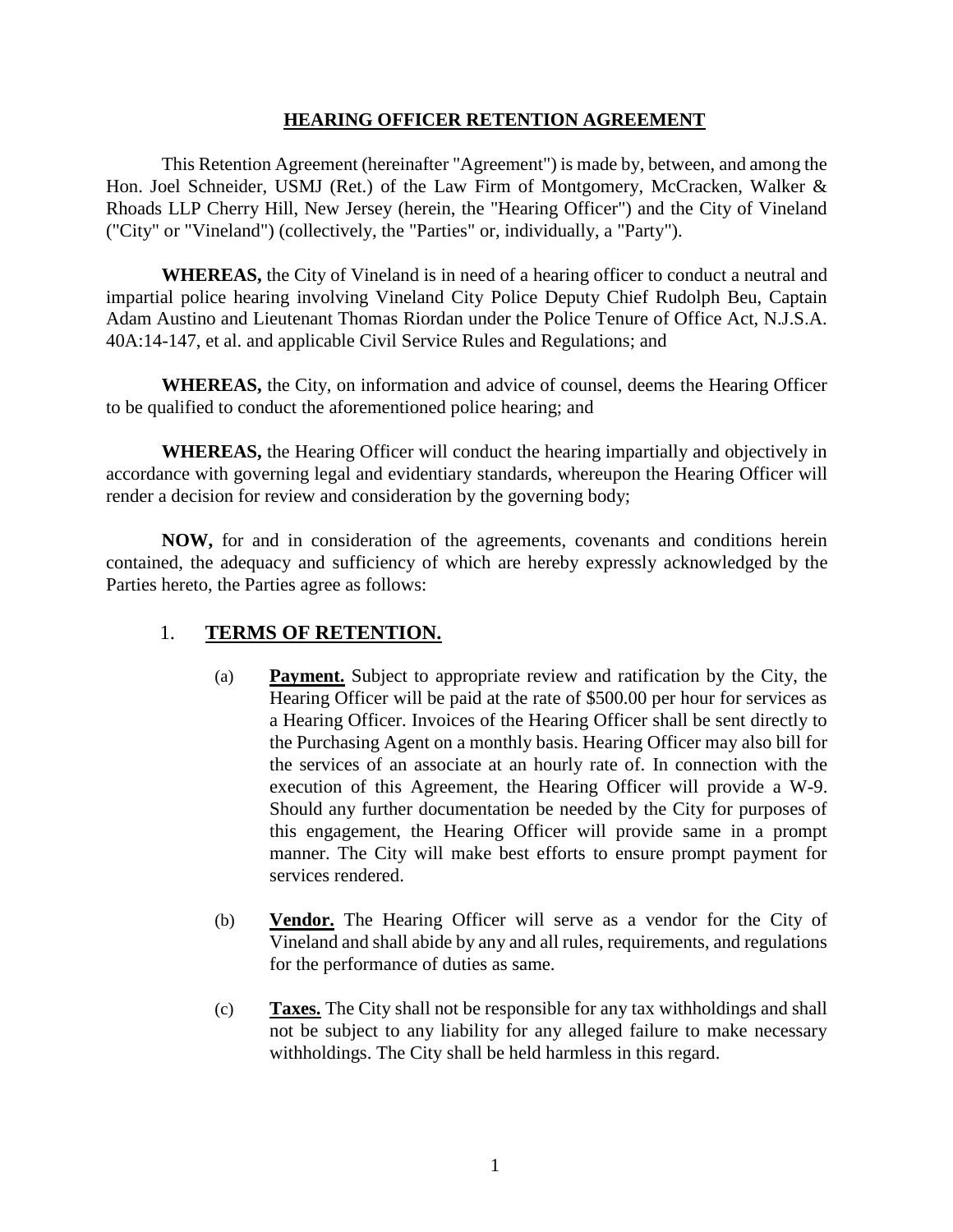## HEARING OFFICER RETENTION AGREEMENT

This Retention Agreement (hereinafter "Agreement") is made by, between, and among the Hon. Joel Schneider, USMJ (Ret.) of the Law Firm of Montgomery, McCracken, Walker & Rhoads LLP Cherry Hill, New Jersey (herein, the "Hearing Officer") and the City of Vineland ("City" or "Vineland") (collectively, the "Parties" or, individually, a "Party").

**WHEREAS,** the City of Vineland is in need of a hearing officer to conduct a neutral and impartial police hearing involving Vineland City Police Deputy Chief Rudolph Beu, Captain Adam Austino and Lieutenant Thomas Riordan under the Police Tenure of Office Act, N.J.S.A. 40A:14-147, et al. and applicable Civil Service Rules and Regulations; and

**WHEREAS,** the City, on information and advice of counsel, deems the Hearing Officer to be qualified to conduct the aforementioned police hearing; and

**WHEREAS,** the Hearing Officer will conduct the hearing impartially and objectively in accordance with governing legal and evidentiary standards, whereupon the Hearing Officer will render a decision for review and consideration by the governing body;

**NOW,** for and in consideration of the agreements, covenants and conditions herein contained, the adequacy and sufficiency of which are hereby expressly acknowledged by the Parties hereto, the Parties agree as follows:

1. **TERMS OF RETENTION.**

   (a) **Payment.** Subject to appropriate review and ratification by the City, the Hearing Officer will be paid at the rate of $500.00 per hour for services as a Hearing Officer. Invoices of the Hearing Officer shall be sent directly to the Purchasing Agent on a monthly basis. Hearing Officer may also bill for the services of an associate at an hourly rate of. In connection with the execution of this Agreement, the Hearing Officer will provide a W-9. Should any further documentation be needed by the City for purposes of this engagement, the Hearing Officer will provide same in a prompt manner. The City will make best efforts to ensure prompt payment for services rendered.

   (b) **Vendor.** The Hearing Officer will serve as a vendor for the City of Vineland and shall abide by any and all rules, requirements, and regulations for the performance of duties as same.

   (c) **Taxes.** The City shall not be responsible for any tax withholdings and shall not be subject to any liability for any alleged failure to make necessary withholdings. The City shall be held harmless in this regard.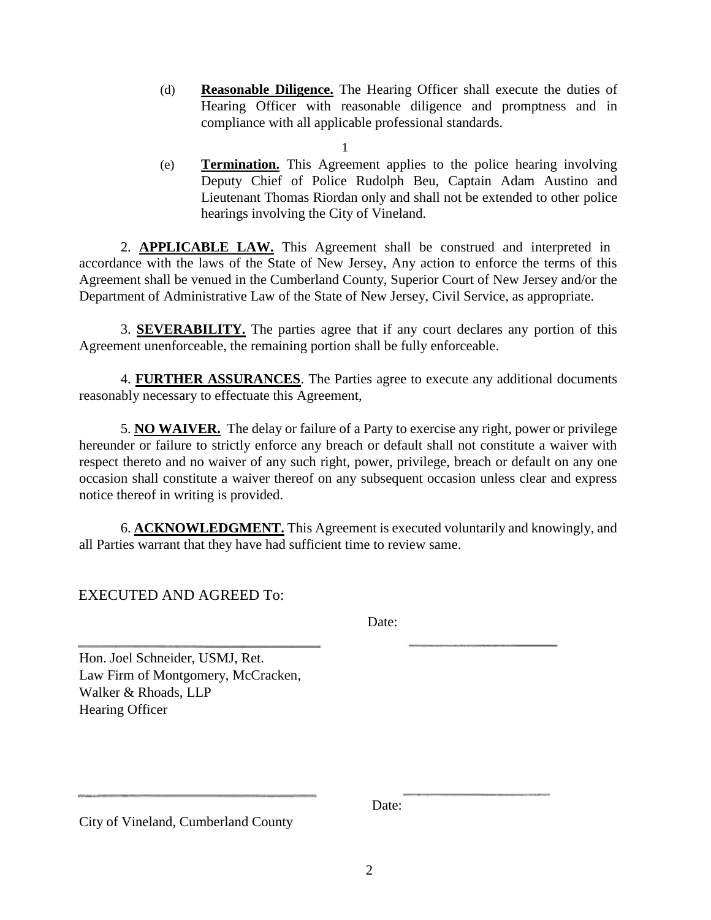(d) **Reasonable Diligence.** The Hearing Officer shall execute the duties of Hearing Officer with reasonable diligence and promptness and in compliance with all applicable professional standards.

(e) **Termination.** This Agreement applies to the police hearing involving Deputy Chief of Police Rudolph Beu, Captain Adam Austino and Lieutenant Thomas Riordan only and shall not be extended to other police hearings involving the City of Vineland.

2. **APPLICABLE LAW.** This Agreement shall be construed and interpreted in accordance with the laws of the State of New Jersey, Any action to enforce the terms of this Agreement shall be venued in the Cumberland County, Superior Court of New Jersey and/or the Department of Administrative Law of the State of New Jersey, Civil Service, as appropriate.

3. **SEVERABILITY.** The parties agree that if any court declares any portion of this Agreement unenforceable, the remaining portion shall be fully enforceable.

4. **FURTHER ASSURANCES**. The Parties agree to execute any additional documents reasonably necessary to effectuate this Agreement,

5. **NO WAIVER.** The delay or failure of a Party to exercise any right, power or privilege hereunder or failure to strictly enforce any breach or default shall not constitute a waiver with respect thereto and no waiver of any such right, power, privilege, breach or default on any one occasion shall constitute a waiver thereof on any subsequent occasion unless clear and express notice thereof in writing is provided.

6. **ACKNOWLEDGMENT.** This Agreement is executed voluntarily and knowingly, and all Parties warrant that they have had sufficient time to review same.

EXECUTED AND AGREED To:

Date: ____________________

____________________________________

Hon. Joel Schneider, USMJ, Ret.
Law Firm of Montgomery, McCracken,
Walker & Rhoads, LLP
Hearing Officer

____________________________________

Date: ____________________

City of Vineland, Cumberland County